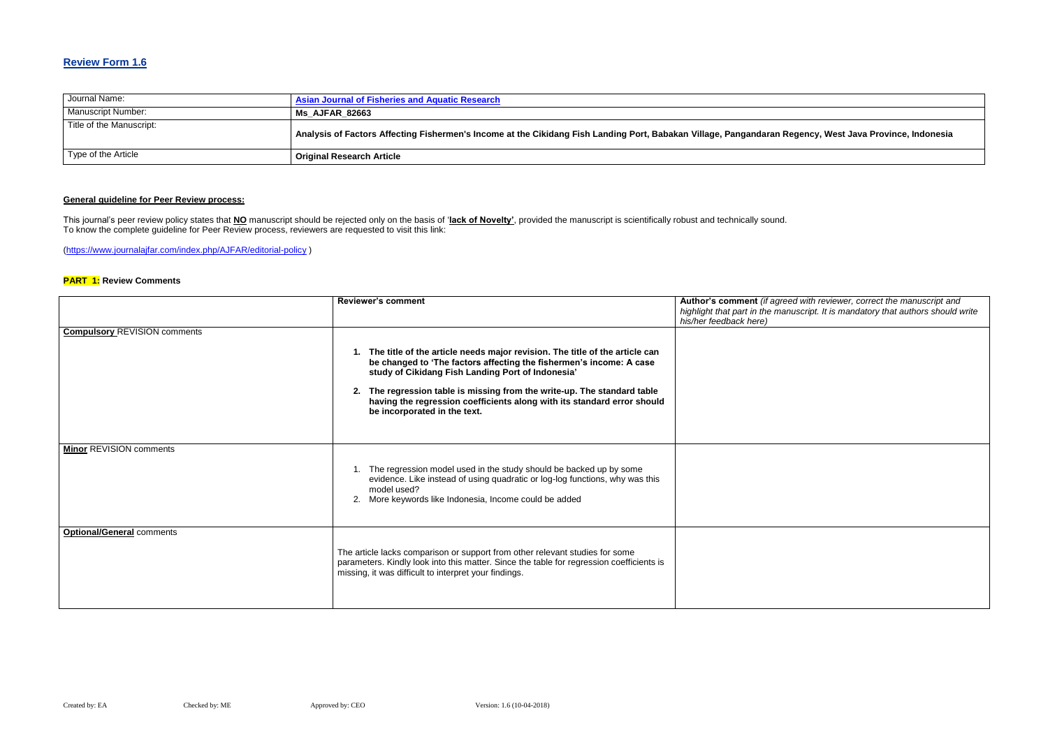## Review Form 1.6

| Journal Name: | Asian Journal of Fisheries and Aquatic Research |
|---|---|
| Manuscript Number: | **Ms_AJFAR_82663** |
| Title of the Manuscript: | **Analysis of Factors Affecting Fishermen's Income at the Cikidang Fish Landing Port, Babakan Village, Pangandaran Regency, West Java Province, Indonesia** |
| Type of the Article | **Original Research Article** |

**General guideline for Peer Review process:**

This journal's peer review policy states that **NO** manuscript should be rejected only on the basis of '**lack of Novelty'**, provided the manuscript is scientifically robust and technically sound.
To know the complete guideline for Peer Review process, reviewers are requested to visit this link:

(https://www.journalajfar.com/index.php/AJFAR/editorial-policy )

**PART 1:** **Review Comments**

| | **Reviewer's comment** | **Author's comment** *(if agreed with reviewer, correct the manuscript and highlight that part in the manuscript. It is mandatory that authors should write his/her feedback here)* |
|---|---|---|
| **Compulsory** REVISION comments | **1. The title of the article needs major revision. The title of the article can be changed to 'The factors affecting the fishermen's income: A case study of Cikidang Fish Landing Port of Indonesia'** <br><br> **2. The regression table is missing from the write-up. The standard table having the regression coefficients along with its standard error should be incorporated in the text.** | |
| **Minor** REVISION comments | 1. The regression model used in the study should be backed up by some evidence. Like instead of using quadratic or log-log functions, why was this model used? <br> 2. More keywords like Indonesia, Income could be added | |
| **Optional/General** comments | The article lacks comparison or support from other relevant studies for some parameters. Kindly look into this matter. Since the table for regression coefficients is missing, it was difficult to interpret your findings. | |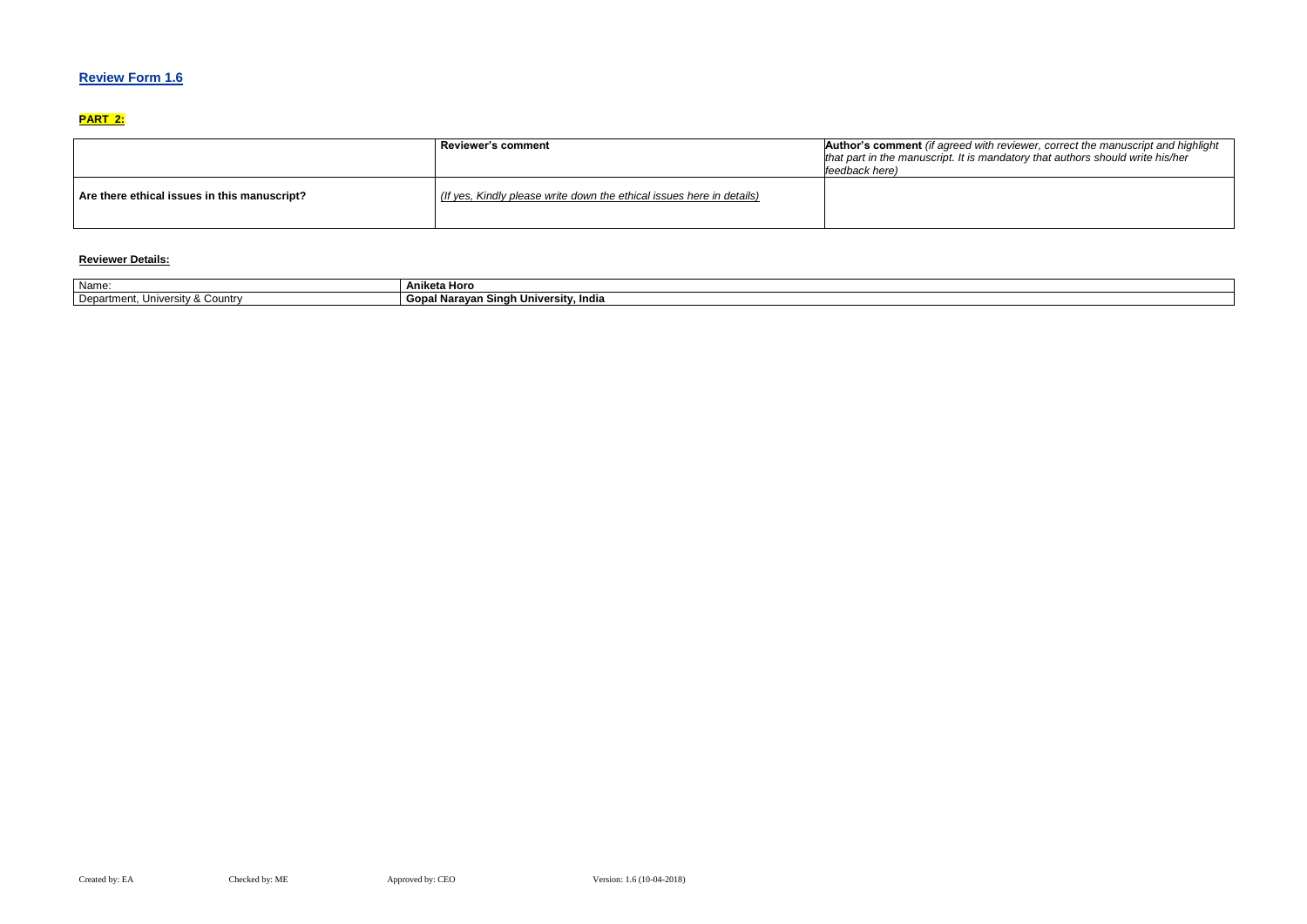## Review Form 1.6

### PART 2:

| | Reviewer's comment | Author's comment *(if agreed with reviewer, correct the manuscript and highlight that part in the manuscript. It is mandatory that authors should write his/her feedback here)* |
| --- | --- | --- |
| **Are there ethical issues in this manuscript?** | *(If yes, Kindly please write down the ethical issues here in details)* | |

**Reviewer Details:**

| | |
| --- | --- |
| Name: | **Aniketa Horo** |
| Department, University & Country | **Gopal Narayan Singh University, India** |

Created by: EA    Checked by: ME    Approved by: CEO    Version: 1.6 (10-04-2018)